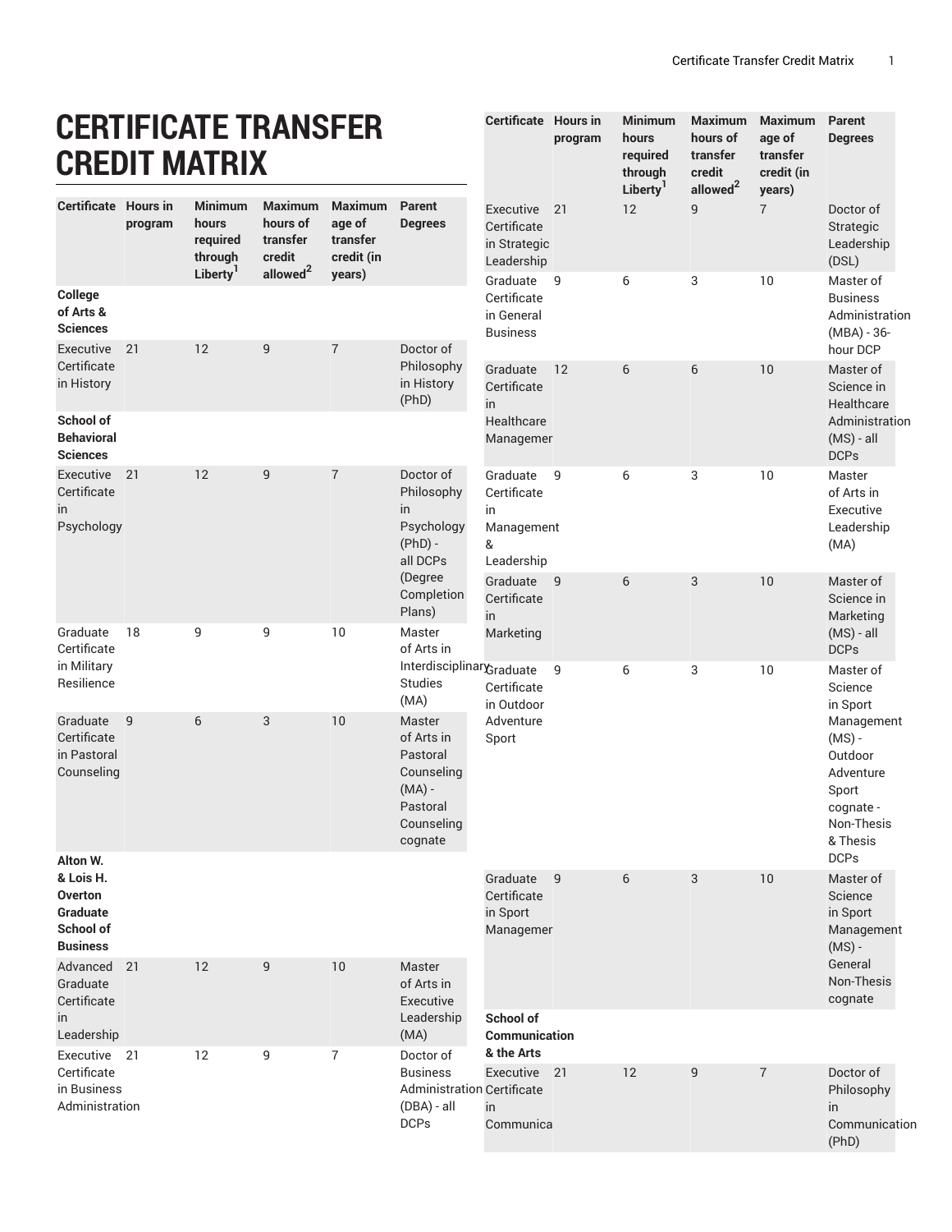# CERTIFICATE TRANSFER CREDIT MATRIX

| Certificate | Hours in program | Minimum hours required through Liberty[1] | Maximum hours of transfer credit allowed[2] | Maximum age of transfer credit (in years) | Parent Degrees |
|---|---|---|---|---|---|
| **College of Arts & Sciences** | | | | | |
| Executive Certificate in History | 21 | 12 | 9 | 7 | Doctor of Philosophy in History (PhD) |
| **School of Behavioral Sciences** | | | | | |
| Executive Certificate in Psychology | 21 | 12 | 9 | 7 | Doctor of Philosophy in Psychology (PhD) - all DCPs (Degree Completion Plans) |
| Graduate Certificate in Military Resilience | 18 | 9 | 9 | 10 | Master of Arts in Interdisciplinary Studies (MA) |
| Graduate Certificate in Pastoral Counseling | 9 | 6 | 3 | 10 | Master of Arts in Pastoral Counseling (MA) - Pastoral Counseling cognate |
| **Alton W. & Lois H. Overton Graduate School of Business** | | | | | |
| Advanced Graduate Certificate in Leadership | 21 | 12 | 9 | 10 | Master of Arts in Executive Leadership (MA) |
| Executive Certificate in Business Administration | 21 | 12 | 9 | 7 | Doctor of Business Administration (DBA) - all DCPs |
| Executive Certificate in Strategic Leadership | 21 | 12 | 9 | 7 | Doctor of Strategic Leadership (DSL) |
| Graduate Certificate in General Business | 9 | 6 | 3 | 10 | Master of Business Administration (MBA) - 36-hour DCP |
| Graduate Certificate in Healthcare Management | 12 | 6 | 6 | 10 | Master of Science in Healthcare Administration (MS) - all DCPs |
| Graduate Certificate in Management & Leadership | 9 | 6 | 3 | 10 | Master of Arts in Executive Leadership (MA) |
| Graduate Certificate in Marketing | 9 | 6 | 3 | 10 | Master of Science in Marketing (MS) - all DCPs |
| Graduate Certificate in Outdoor Adventure Sport | 9 | 6 | 3 | 10 | Master of Science in Sport Management (MS) - Outdoor Adventure Sport cognate - Non-Thesis & Thesis DCPs |
| Graduate Certificate in Sport Management | 9 | 6 | 3 | 10 | Master of Science in Sport Management (MS) - General Non-Thesis cognate |
| **School of Communication & the Arts** | | | | | |
| Executive Certificate in Communication | 21 | 12 | 9 | 7 | Doctor of Philosophy in Communication (PhD) |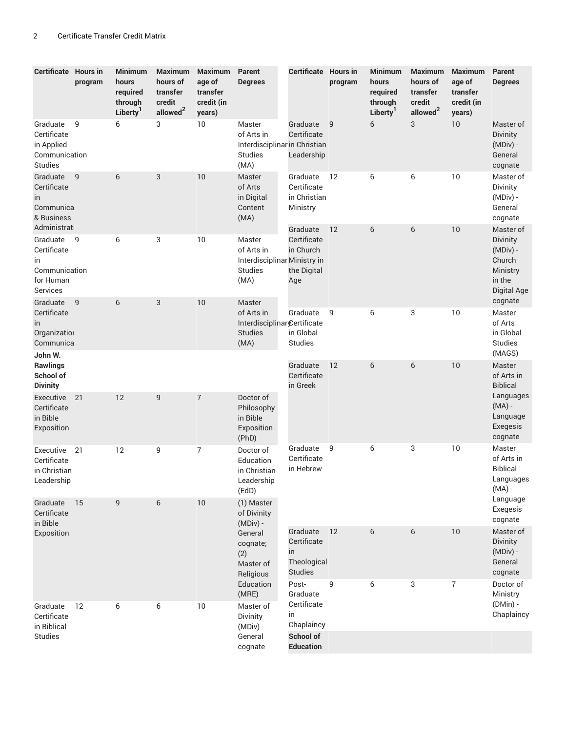| Certificate | Hours in program | Minimum hours required through Liberty[1] | Maximum hours of transfer credit allowed[2] | Maximum age of transfer credit (in years) | Parent Degrees |
|---|---|---|---|---|---|
| Graduate Certificate in Applied Communication Studies | 9 | 6 | 3 | 10 | Master of Arts in Interdisciplinary Studies (MA) |
| Graduate Certificate in Communication & Business Administration | 9 | 6 | 3 | 10 | Master of Arts in Digital Content (MA) |
| Graduate Certificate in Communication for Human Services | 9 | 6 | 3 | 10 | Master of Arts in Interdisciplinary Studies (MA) |
| Graduate Certificate in Organizational Communication | 9 | 6 | 3 | 10 | Master of Arts in Interdisciplinary Studies (MA) |
| **John W. Rawlings School of Divinity** | | | | | |
| Executive Certificate in Bible Exposition | 21 | 12 | 9 | 7 | Doctor of Philosophy in Bible Exposition (PhD) |
| Executive Certificate in Christian Leadership | 21 | 12 | 9 | 7 | Doctor of Education in Christian Leadership (EdD) |
| Graduate Certificate in Bible Exposition | 15 | 9 | 6 | 10 | (1) Master of Divinity (MDiv) - General cognate; (2) Master of Religious Education (MRE) |
| Graduate Certificate in Biblical Studies | 12 | 6 | 6 | 10 | Master of Divinity (MDiv) - General cognate |
| Graduate Certificate in Christian Leadership | 9 | 6 | 3 | 10 | Master of Divinity (MDiv) - General cognate |
| Graduate Certificate in Christian Ministry | 12 | 6 | 6 | 10 | Master of Divinity (MDiv) - General cognate |
| Graduate Certificate in Church Ministry in the Digital Age | 12 | 6 | 6 | 10 | Master of Divinity (MDiv) - Church Ministry in the Digital Age cognate |
| Graduate Certificate in Global Studies | 9 | 6 | 3 | 10 | Master of Arts in Global Studies (MAGS) |
| Graduate Certificate in Greek | 12 | 6 | 6 | 10 | Master of Arts in Biblical Languages (MA) - Language Exegesis cognate |
| Graduate Certificate in Hebrew | 9 | 6 | 3 | 10 | Master of Arts in Biblical Languages (MA) - Language Exegesis cognate |
| Graduate Certificate in Theological Studies | 12 | 6 | 6 | 10 | Master of Divinity (MDiv) - General cognate |
| Post-Graduate Certificate in Chaplaincy | 9 | 6 | 3 | 7 | Doctor of Ministry (DMin) - Chaplaincy |
| **School of Education** | | | | | |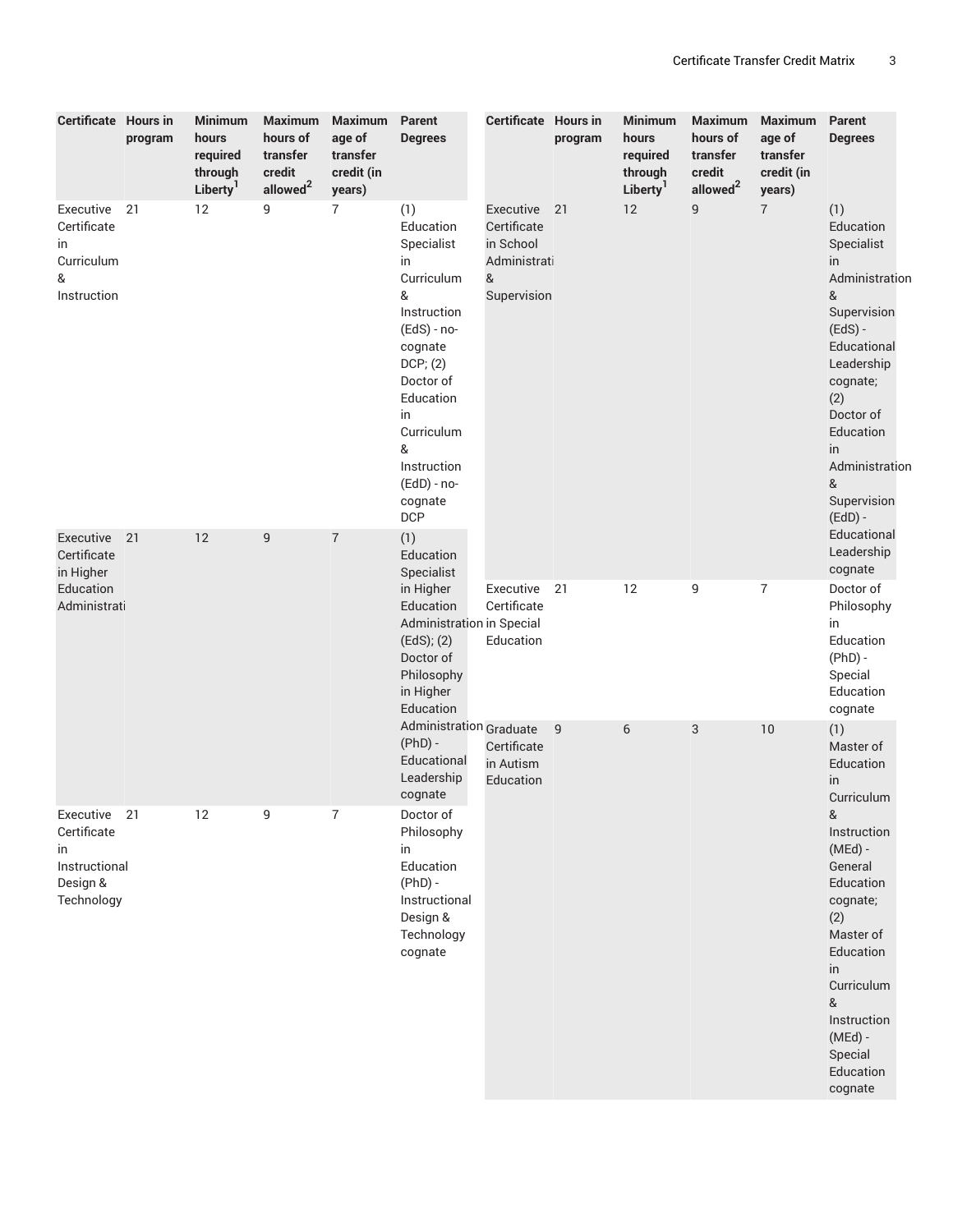| Certificate | Hours in program | Minimum hours required through Liberty[1] | Maximum hours of transfer credit allowed[2] | Maximum age of transfer credit (in years) | Parent Degrees |
| --- | --- | --- | --- | --- | --- |
| Executive Certificate in Curriculum & Instruction | 21 | 12 | 9 | 7 | (1) Education Specialist in Curriculum & Instruction (EdS) - no-cognate DCP; (2) Doctor of Education in Curriculum & Instruction (EdD) - no-cognate DCP |
| Executive Certificate in Higher Education Administration | 21 | 12 | 9 | 7 | (1) Education Specialist in Higher Education Administration (EdS); (2) Doctor of Philosophy in Higher Education Administration (PhD) - Educational Leadership cognate |
| Executive Certificate in Instructional Design & Technology | 21 | 12 | 9 | 7 | Doctor of Philosophy in Education (PhD) - Instructional Design & Technology cognate |
| Executive Certificate in School Administration & Supervision | 21 | 12 | 9 | 7 | (1) Education Specialist in Administration & Supervision (EdS) - Educational Leadership cognate; (2) Doctor of Education in Administration & Supervision (EdD) - Educational Leadership cognate |
| Executive Certificate in Special Education | 21 | 12 | 9 | 7 | Doctor of Philosophy in Education (PhD) - Special Education cognate |
| Graduate Certificate in Autism Education | 9 | 6 | 3 | 10 | (1) Master of Education in Curriculum & Instruction (MEd) - General Education cognate; (2) Master of Education in Curriculum & Instruction (MEd) - Special Education cognate |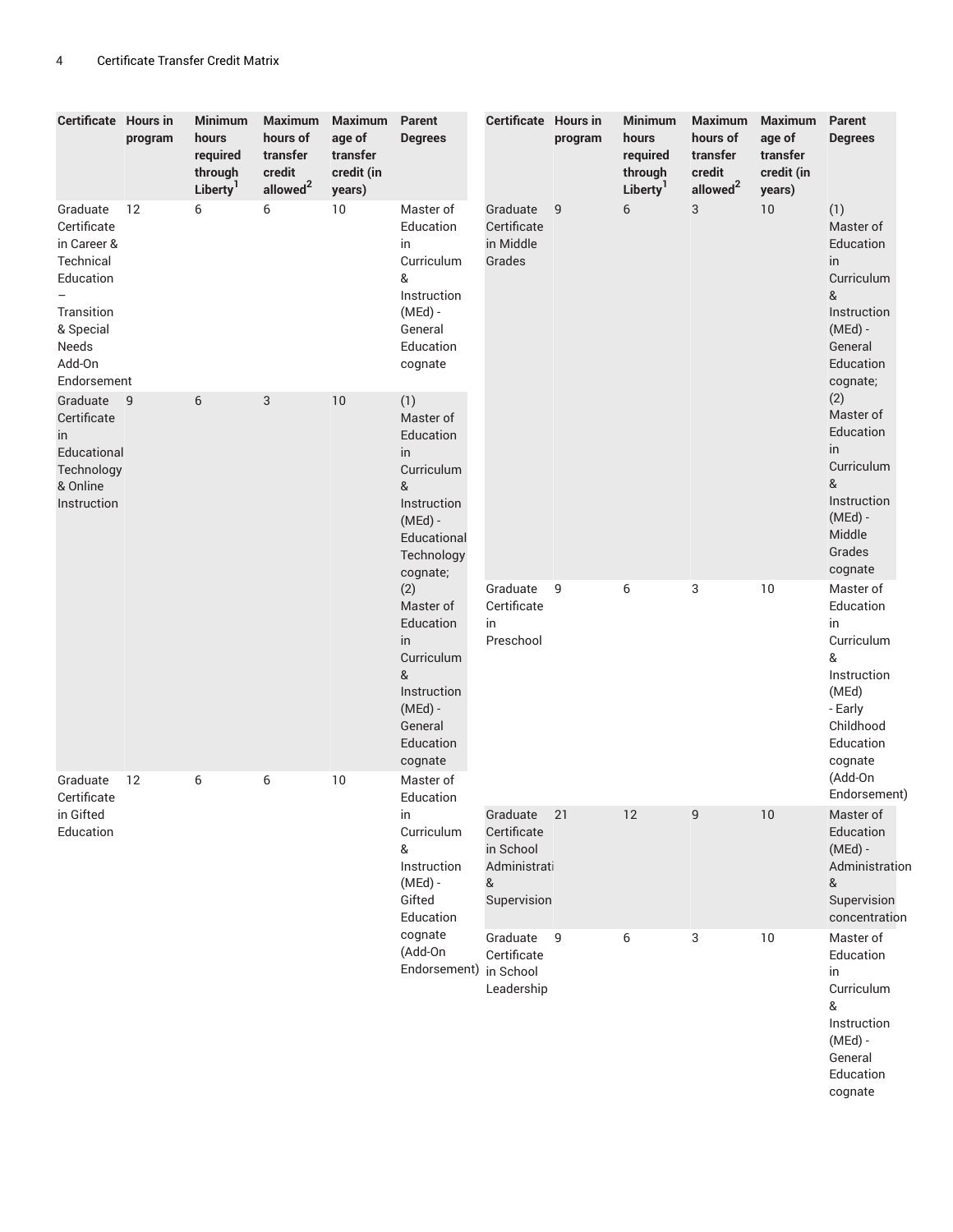| Certificate | Hours in program | Minimum hours required through Liberty[1] | Maximum hours of transfer credit allowed[2] | Maximum age of transfer credit (in years) | Parent Degrees |
|---|---|---|---|---|---|
| Graduate Certificate in Career & Technical Education – Transition & Special Needs Add-On Endorsement | 12 | 6 | 6 | 10 | Master of Education in Curriculum & Instruction (MEd) - General Education cognate |
| Graduate Certificate in Educational Technology & Online Instruction | 9 | 6 | 3 | 10 | (1) Master of Education in Curriculum & Instruction (MEd) - Educational Technology cognate; (2) Master of Education in Curriculum & Instruction (MEd) - General Education cognate |
| Graduate Certificate in Gifted Education | 12 | 6 | 6 | 10 | Master of Education in Curriculum & Instruction (MEd) - Gifted Education cognate (Add-On Endorsement) |
| Graduate Certificate in Middle Grades | 9 | 6 | 3 | 10 | (1) Master of Education in Curriculum & Instruction (MEd) - General Education cognate; (2) Master of Education in Curriculum & Instruction (MEd) - Middle Grades cognate |
| Graduate Certificate in Preschool | 9 | 6 | 3 | 10 | Master of Education in Curriculum & Instruction (MEd) - Early Childhood Education cognate (Add-On Endorsement) |
| Graduate Certificate in School Administration & Supervision | 21 | 12 | 9 | 10 | Master of Education (MEd) - Administration & Supervision concentration |
| Graduate Certificate in School Leadership | 9 | 6 | 3 | 10 | Master of Education in Curriculum & Instruction (MEd) - General Education cognate |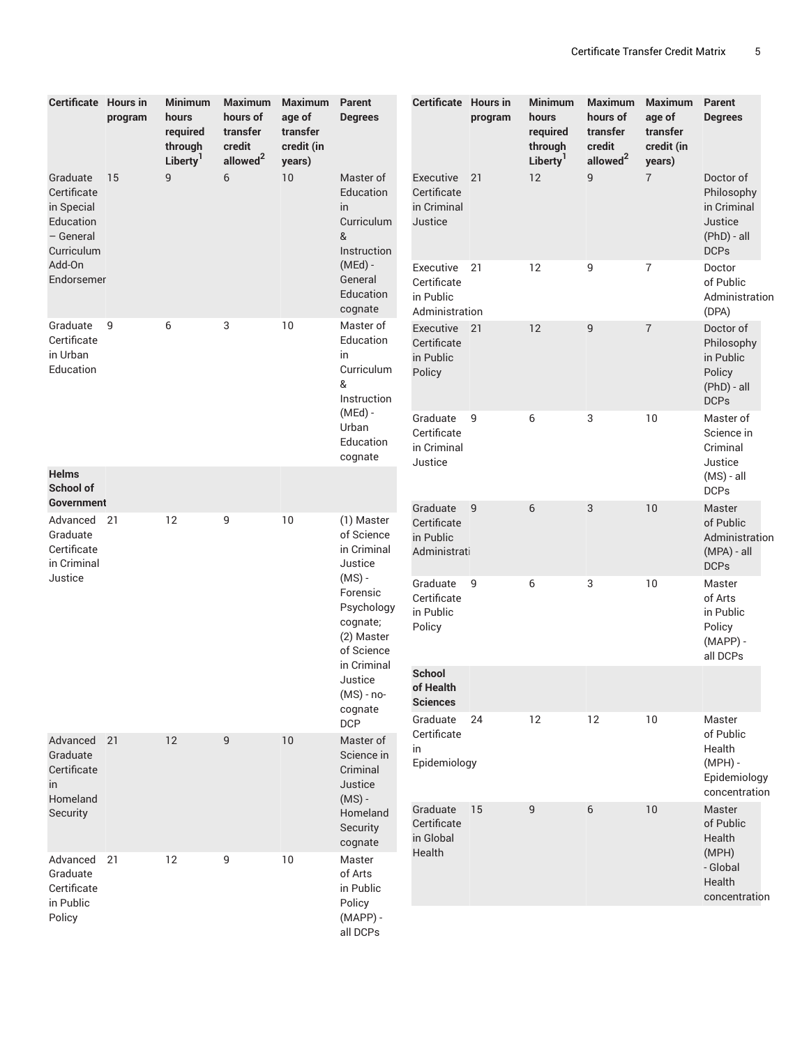| Certificate | Hours in program | Minimum hours required through Liberty[1] | Maximum hours of transfer credit allowed[2] | Maximum age of transfer credit (in years) | Parent Degrees |
|---|---|---|---|---|---|
| Graduate Certificate in Special Education – General Curriculum Add-On Endorsement | 15 | 9 | 6 | 10 | Master of Education in Curriculum & Instruction (MEd) - General Education cognate |
| Graduate Certificate in Urban Education | 9 | 6 | 3 | 10 | Master of Education in Curriculum & Instruction (MEd) - Urban Education cognate |
| **Helms School of Government** | | | | | |
| Advanced Graduate Certificate in Criminal Justice | 21 | 12 | 9 | 10 | (1) Master of Science in Criminal Justice (MS) - Forensic Psychology cognate; (2) Master of Science in Criminal Justice (MS) - no-cognate DCP |
| Advanced Graduate Certificate in Homeland Security | 21 | 12 | 9 | 10 | Master of Science in Criminal Justice (MS) - Homeland Security cognate |
| Advanced Graduate Certificate in Public Policy | 21 | 12 | 9 | 10 | Master of Arts in Public Policy (MAPP) - all DCPs |
| Executive Certificate in Criminal Justice | 21 | 12 | 9 | 7 | Doctor of Philosophy in Criminal Justice (PhD) - all DCPs |
| Executive Certificate in Public Administration | 21 | 12 | 9 | 7 | Doctor of Public Administration (DPA) |
| Executive Certificate in Public Policy | 21 | 12 | 9 | 7 | Doctor of Philosophy in Public Policy (PhD) - all DCPs |
| Graduate Certificate in Criminal Justice | 9 | 6 | 3 | 10 | Master of Science in Criminal Justice (MS) - all DCPs |
| Graduate Certificate in Public Administration | 9 | 6 | 3 | 10 | Master of Public Administration (MPA) - all DCPs |
| Graduate Certificate in Public Policy | 9 | 6 | 3 | 10 | Master of Arts in Public Policy (MAPP) - all DCPs |
| **School of Health Sciences** | | | | | |
| Graduate Certificate in Epidemiology | 24 | 12 | 12 | 10 | Master of Public Health (MPH) - Epidemiology concentration |
| Graduate Certificate in Global Health | 15 | 9 | 6 | 10 | Master of Public Health (MPH) - Global Health concentration |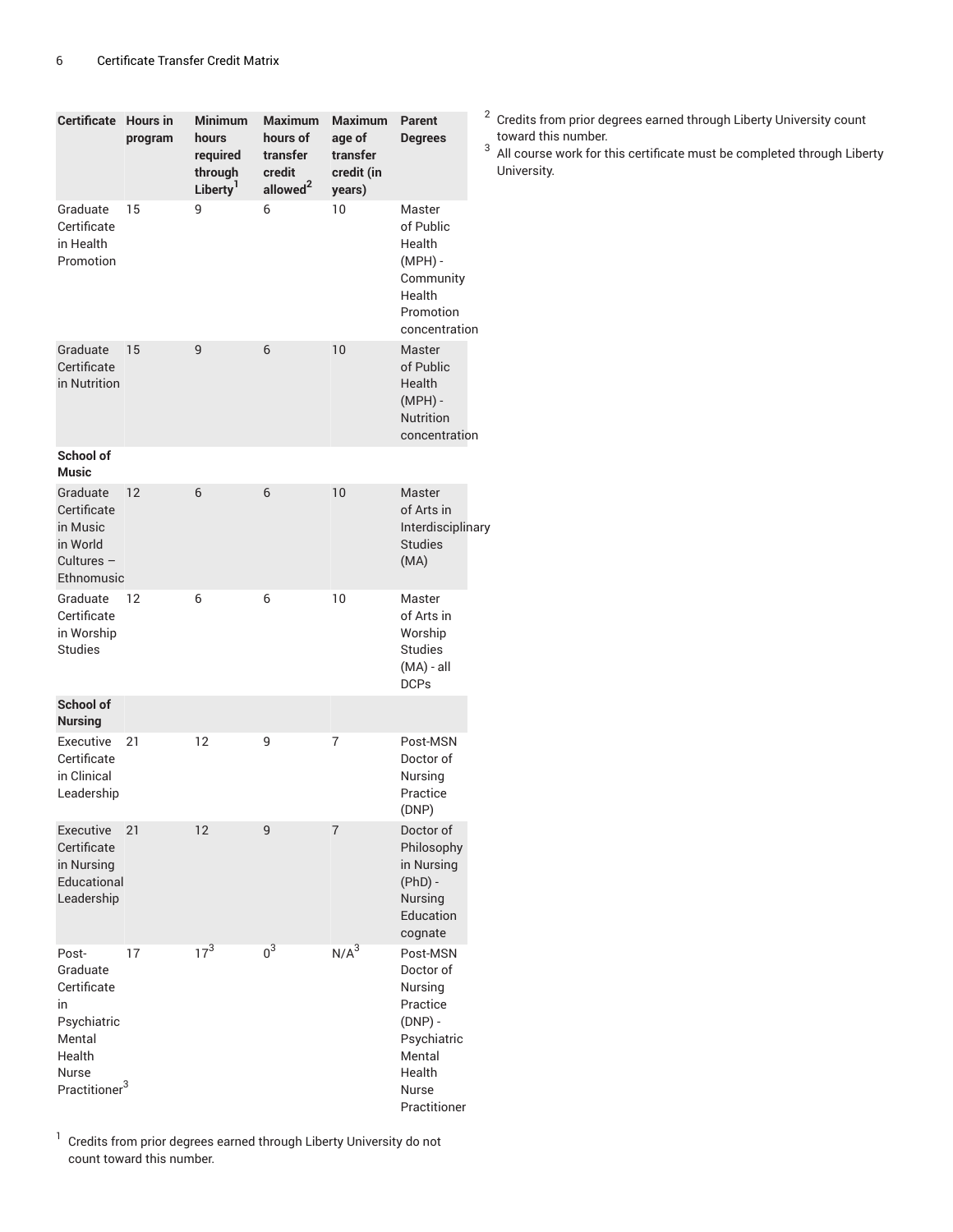| Certificate | Hours in program | Minimum hours required through Liberty[1] | Maximum hours of transfer credit allowed[2] | Maximum age of transfer credit (in years) | Parent Degrees |
|---|---|---|---|---|---|
| Graduate Certificate in Health Promotion | 15 | 9 | 6 | 10 | Master of Public Health (MPH) - Community Health Promotion concentration |
| Graduate Certificate in Nutrition | 15 | 9 | 6 | 10 | Master of Public Health (MPH) - Nutrition concentration |
| **School of Music** | | | | | |
| Graduate Certificate in Music in World Cultures – Ethnomusic | 12 | 6 | 6 | 10 | Master of Arts in Interdisciplinary Studies (MA) |
| Graduate Certificate in Worship Studies | 12 | 6 | 6 | 10 | Master of Arts in Worship Studies (MA) - all DCPs |
| **School of Nursing** | | | | | |
| Executive Certificate in Clinical Leadership | 21 | 12 | 9 | 7 | Post-MSN Doctor of Nursing Practice (DNP) |
| Executive Certificate in Nursing Educational Leadership | 21 | 12 | 9 | 7 | Doctor of Philosophy in Nursing (PhD) - Nursing Education cognate |
| Post-Graduate Certificate in Psychiatric Mental Health Nurse Practitioner[3] | 17 | 17[3] | 0[3] | N/A[3] | Post-MSN Doctor of Nursing Practice (DNP) - Psychiatric Mental Health Nurse Practitioner |

[1] Credits from prior degrees earned through Liberty University do not count toward this number.

[2] Credits from prior degrees earned through Liberty University count toward this number.

[3] All course work for this certificate must be completed through Liberty University.